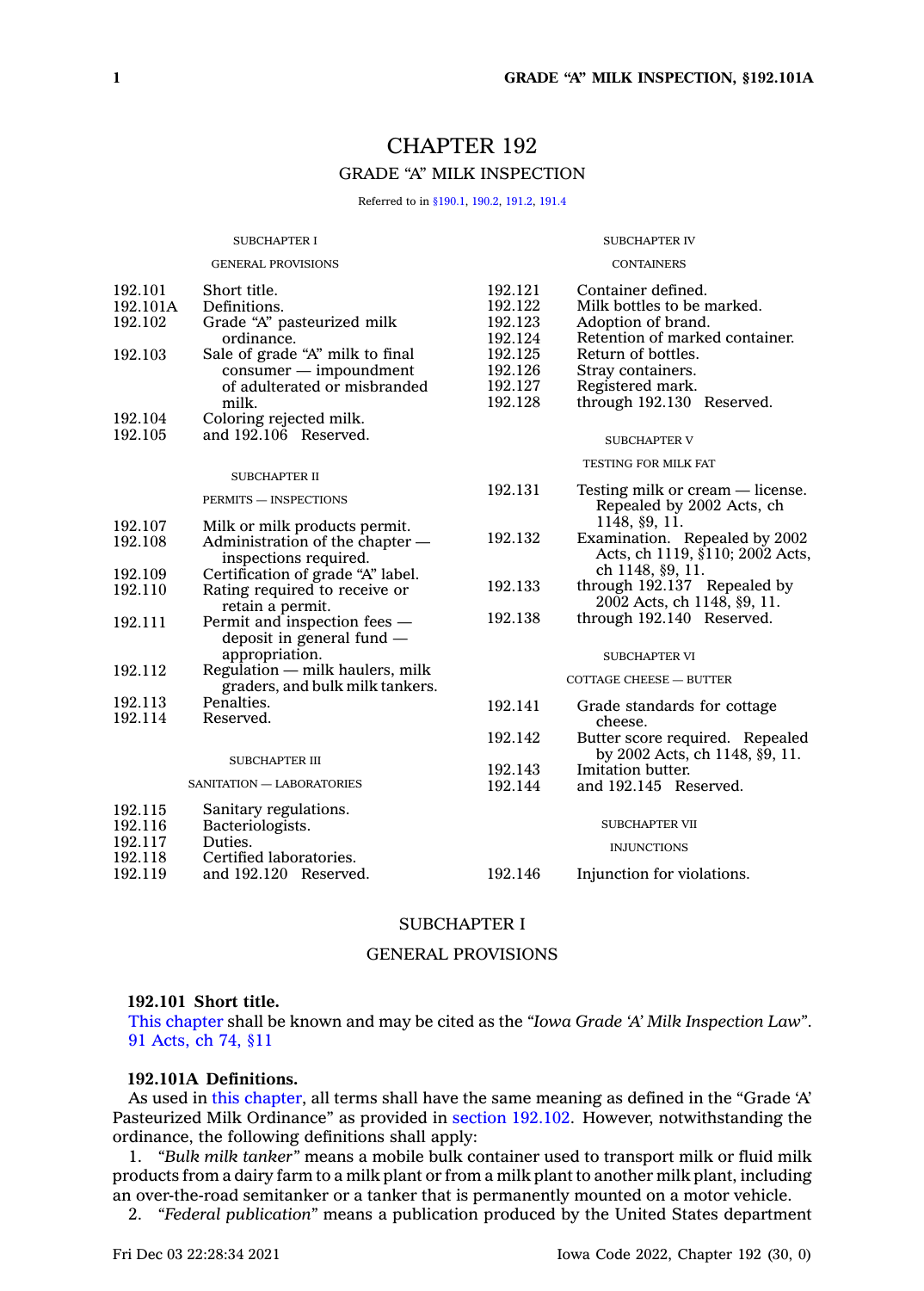# CHAPTER 192

## GRADE "A" MILK INSPECTION

Referred to in §190.1, 190.2, 191.2, 191.4

SUBCHAPTER I

GENERAL PROVISIONS

| | |
|---|---|
| 192.101 | Short title. |
| 192.101A | Definitions. |
| 192.102 | Grade "A" pasteurized milk ordinance. |
| 192.103 | Sale of grade "A" milk to final consumer — impoundment of adulterated or misbranded milk. |
| 192.104 | Coloring rejected milk. |
| 192.105 | and 192.106 Reserved. |

SUBCHAPTER II

PERMITS — INSPECTIONS

| | |
|---|---|
| 192.107 | Milk or milk products permit. |
| 192.108 | Administration of the chapter — inspections required. |
| 192.109 | Certification of grade "A" label. |
| 192.110 | Rating required to receive or retain a permit. |
| 192.111 | Permit and inspection fees — deposit in general fund — appropriation. |
| 192.112 | Regulation — milk haulers, milk graders, and bulk milk tankers. |
| 192.113 | Penalties. |
| 192.114 | Reserved. |

SUBCHAPTER III

SANITATION — LABORATORIES

| | |
|---|---|
| 192.115 | Sanitary regulations. |
| 192.116 | Bacteriologists. |
| 192.117 | Duties. |
| 192.118 | Certified laboratories. |
| 192.119 | and 192.120 Reserved. |

SUBCHAPTER IV

CONTAINERS

| | |
|---|---|
| 192.121 | Container defined. |
| 192.122 | Milk bottles to be marked. |
| 192.123 | Adoption of brand. |
| 192.124 | Retention of marked container. |
| 192.125 | Return of bottles. |
| 192.126 | Stray containers. |
| 192.127 | Registered mark. |
| 192.128 | through 192.130 Reserved. |

SUBCHAPTER V

TESTING FOR MILK FAT

| | |
|---|---|
| 192.131 | Testing milk or cream — license. Repealed by 2002 Acts, ch 1148, §9, 11. |
| 192.132 | Examination. Repealed by 2002 Acts, ch 1119, §110; 2002 Acts, ch 1148, §9, 11. |
| 192.133 | through 192.137 Repealed by 2002 Acts, ch 1148, §9, 11. |
| 192.138 | through 192.140 Reserved. |

SUBCHAPTER VI

COTTAGE CHEESE — BUTTER

| | |
|---|---|
| 192.141 | Grade standards for cottage cheese. |
| 192.142 | Butter score required. Repealed by 2002 Acts, ch 1148, §9, 11. |
| 192.143 | Imitation butter. |
| 192.144 | and 192.145 Reserved. |

SUBCHAPTER VII

INJUNCTIONS

| | |
|---|---|
| 192.146 | Injunction for violations. |

## SUBCHAPTER I

## GENERAL PROVISIONS

**192.101 Short title.**

This chapter shall be known and may be cited as the *"Iowa Grade 'A' Milk Inspection Law"*.

91 Acts, ch 74, §11

**192.101A Definitions.**

As used in this chapter, all terms shall have the same meaning as defined in the "Grade 'A' Pasteurized Milk Ordinance" as provided in section 192.102. However, notwithstanding the ordinance, the following definitions shall apply:

1. *"Bulk milk tanker"* means a mobile bulk container used to transport milk or fluid milk products from a dairy farm to a milk plant or from a milk plant to another milk plant, including an over-the-road semitanker or a tanker that is permanently mounted on a motor vehicle.

2. *"Federal publication"* means a publication produced by the United States department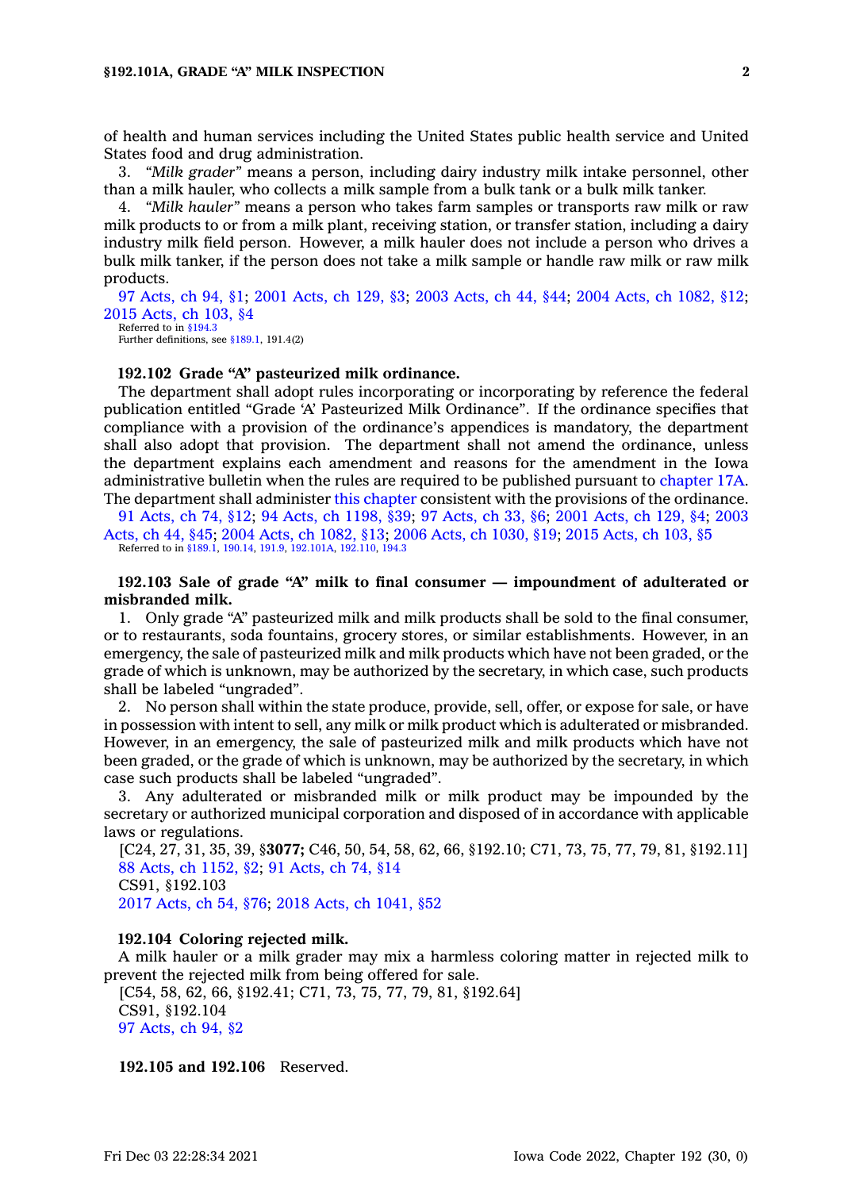of health and human services including the United States public health service and United States food and drug administration.

3. *"Milk grader"* means a person, including dairy industry milk intake personnel, other than a milk hauler, who collects a milk sample from a bulk tank or a bulk milk tanker.

4. *"Milk hauler"* means a person who takes farm samples or transports raw milk or raw milk products to or from a milk plant, receiving station, or transfer station, including a dairy industry milk field person. However, a milk hauler does not include a person who drives a bulk milk tanker, if the person does not take a milk sample or handle raw milk or raw milk products.

97 Acts, ch 94, §1; 2001 Acts, ch 129, §3; 2003 Acts, ch 44, §44; 2004 Acts, ch 1082, §12; 2015 Acts, ch 103, §4

Referred to in §194.3

Further definitions, see §189.1, 191.4(2)

**192.102 Grade "A" pasteurized milk ordinance.**

The department shall adopt rules incorporating or incorporating by reference the federal publication entitled "Grade 'A' Pasteurized Milk Ordinance". If the ordinance specifies that compliance with a provision of the ordinance's appendices is mandatory, the department shall also adopt that provision. The department shall not amend the ordinance, unless the department explains each amendment and reasons for the amendment in the Iowa administrative bulletin when the rules are required to be published pursuant to chapter 17A. The department shall administer this chapter consistent with the provisions of the ordinance.

91 Acts, ch 74, §12; 94 Acts, ch 1198, §39; 97 Acts, ch 33, §6; 2001 Acts, ch 129, §4; 2003 Acts, ch 44, §45; 2004 Acts, ch 1082, §13; 2006 Acts, ch 1030, §19; 2015 Acts, ch 103, §5

Referred to in §189.1, 190.14, 191.9, 192.101A, 192.110, 194.3

**192.103 Sale of grade "A" milk to final consumer — impoundment of adulterated or misbranded milk.**

1. Only grade "A" pasteurized milk and milk products shall be sold to the final consumer, or to restaurants, soda fountains, grocery stores, or similar establishments. However, in an emergency, the sale of pasteurized milk and milk products which have not been graded, or the grade of which is unknown, may be authorized by the secretary, in which case, such products shall be labeled "ungraded".

2. No person shall within the state produce, provide, sell, offer, or expose for sale, or have in possession with intent to sell, any milk or milk product which is adulterated or misbranded. However, in an emergency, the sale of pasteurized milk and milk products which have not been graded, or the grade of which is unknown, may be authorized by the secretary, in which case such products shall be labeled "ungraded".

3. Any adulterated or misbranded milk or milk product may be impounded by the secretary or authorized municipal corporation and disposed of in accordance with applicable laws or regulations.

[C24, 27, 31, 35, 39, §**3077;** C46, 50, 54, 58, 62, 66, §192.10; C71, 73, 75, 77, 79, 81, §192.11]

88 Acts, ch 1152, §2; 91 Acts, ch 74, §14

CS91, §192.103

2017 Acts, ch 54, §76; 2018 Acts, ch 1041, §52

**192.104 Coloring rejected milk.**

A milk hauler or a milk grader may mix a harmless coloring matter in rejected milk to prevent the rejected milk from being offered for sale.

[C54, 58, 62, 66, §192.41; C71, 73, 75, 77, 79, 81, §192.64]

CS91, §192.104

97 Acts, ch 94, §2

**192.105 and 192.106** Reserved.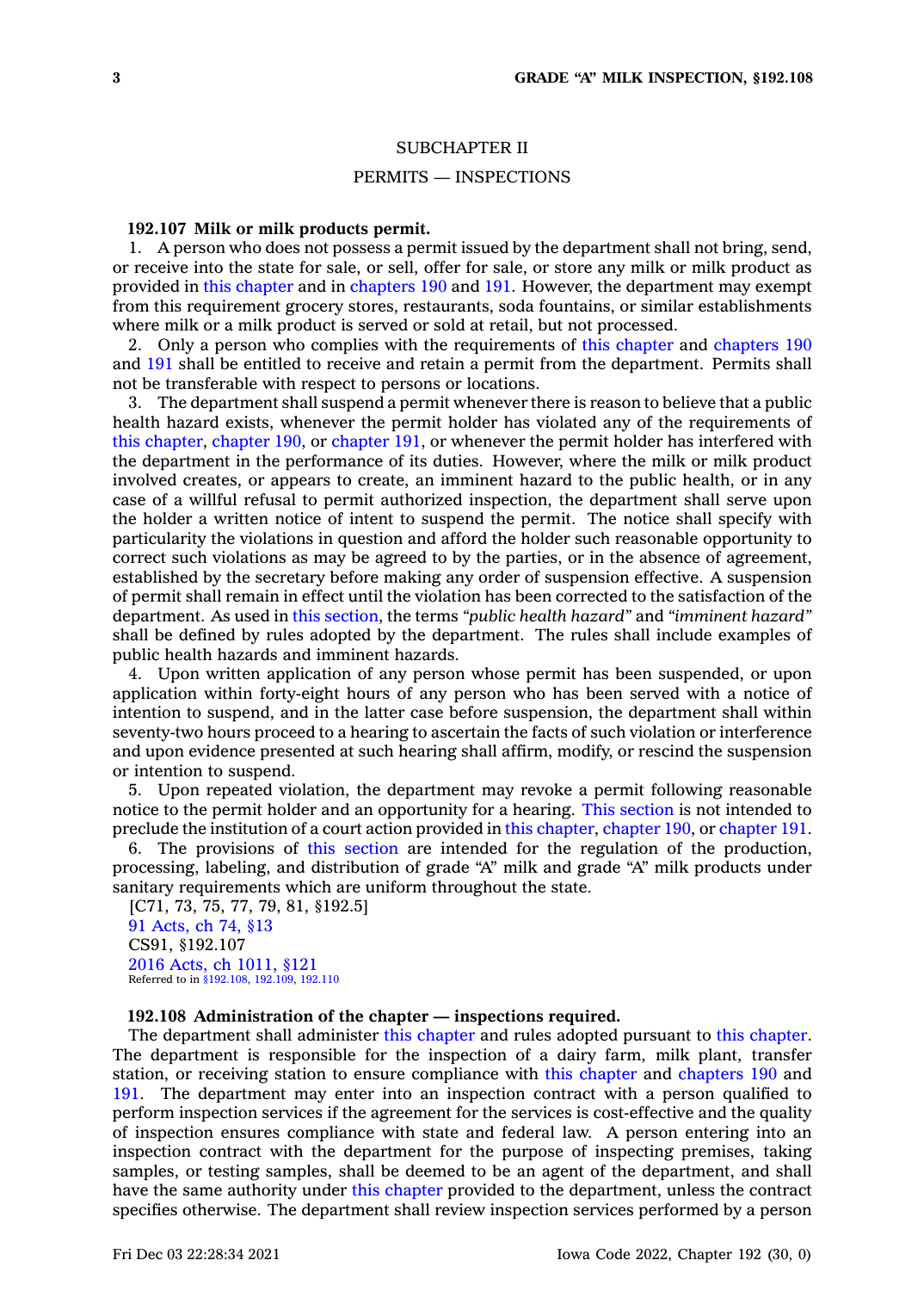## SUBCHAPTER II

## PERMITS — INSPECTIONS

**192.107 Milk or milk products permit.**

1. A person who does not possess a permit issued by the department shall not bring, send, or receive into the state for sale, or sell, offer for sale, or store any milk or milk product as provided in this chapter and in chapters 190 and 191. However, the department may exempt from this requirement grocery stores, restaurants, soda fountains, or similar establishments where milk or a milk product is served or sold at retail, but not processed.

2. Only a person who complies with the requirements of this chapter and chapters 190 and 191 shall be entitled to receive and retain a permit from the department. Permits shall not be transferable with respect to persons or locations.

3. The department shall suspend a permit whenever there is reason to believe that a public health hazard exists, whenever the permit holder has violated any of the requirements of this chapter, chapter 190, or chapter 191, or whenever the permit holder has interfered with the department in the performance of its duties. However, where the milk or milk product involved creates, or appears to create, an imminent hazard to the public health, or in any case of a willful refusal to permit authorized inspection, the department shall serve upon the holder a written notice of intent to suspend the permit. The notice shall specify with particularity the violations in question and afford the holder such reasonable opportunity to correct such violations as may be agreed to by the parties, or in the absence of agreement, established by the secretary before making any order of suspension effective. A suspension of permit shall remain in effect until the violation has been corrected to the satisfaction of the department. As used in this section, the terms *"public health hazard"* and *"imminent hazard"* shall be defined by rules adopted by the department. The rules shall include examples of public health hazards and imminent hazards.

4. Upon written application of any person whose permit has been suspended, or upon application within forty-eight hours of any person who has been served with a notice of intention to suspend, and in the latter case before suspension, the department shall within seventy-two hours proceed to a hearing to ascertain the facts of such violation or interference and upon evidence presented at such hearing shall affirm, modify, or rescind the suspension or intention to suspend.

5. Upon repeated violation, the department may revoke a permit following reasonable notice to the permit holder and an opportunity for a hearing. This section is not intended to preclude the institution of a court action provided in this chapter, chapter 190, or chapter 191.

6. The provisions of this section are intended for the regulation of the production, processing, labeling, and distribution of grade "A" milk and grade "A" milk products under sanitary requirements which are uniform throughout the state.

[C71, 73, 75, 77, 79, 81, §192.5]
91 Acts, ch 74, §13
CS91, §192.107
2016 Acts, ch 1011, §121
Referred to in §192.108, 192.109, 192.110

**192.108 Administration of the chapter — inspections required.**

The department shall administer this chapter and rules adopted pursuant to this chapter. The department is responsible for the inspection of a dairy farm, milk plant, transfer station, or receiving station to ensure compliance with this chapter and chapters 190 and 191. The department may enter into an inspection contract with a person qualified to perform inspection services if the agreement for the services is cost-effective and the quality of inspection ensures compliance with state and federal law. A person entering into an inspection contract with the department for the purpose of inspecting premises, taking samples, or testing samples, shall be deemed to be an agent of the department, and shall have the same authority under this chapter provided to the department, unless the contract specifies otherwise. The department shall review inspection services performed by a person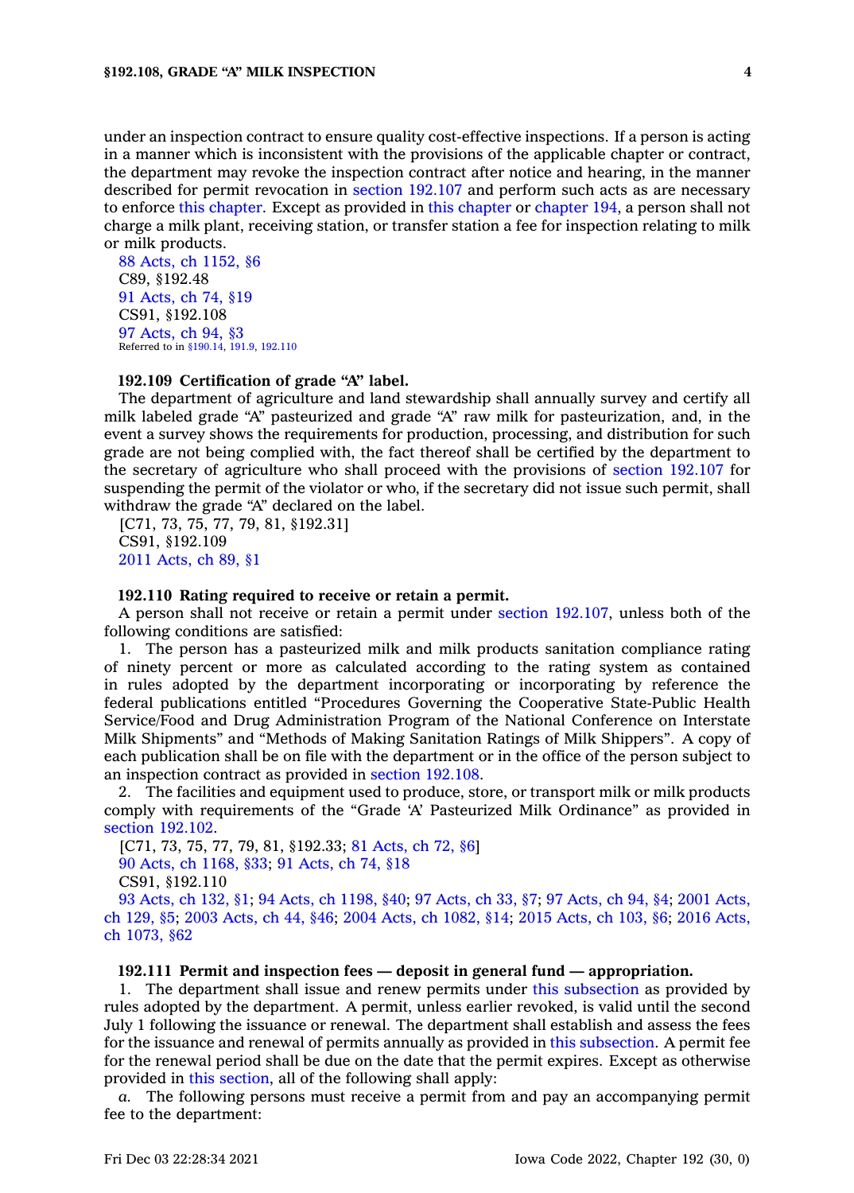under an inspection contract to ensure quality cost-effective inspections. If a person is acting in a manner which is inconsistent with the provisions of the applicable chapter or contract, the department may revoke the inspection contract after notice and hearing, in the manner described for permit revocation in section 192.107 and perform such acts as are necessary to enforce this chapter. Except as provided in this chapter or chapter 194, a person shall not charge a milk plant, receiving station, or transfer station a fee for inspection relating to milk or milk products.

88 Acts, ch 1152, §6
C89, §192.48
91 Acts, ch 74, §19
CS91, §192.108
97 Acts, ch 94, §3
Referred to in §190.14, 191.9, 192.110

**192.109 Certification of grade "A" label.**

The department of agriculture and land stewardship shall annually survey and certify all milk labeled grade "A" pasteurized and grade "A" raw milk for pasteurization, and, in the event a survey shows the requirements for production, processing, and distribution for such grade are not being complied with, the fact thereof shall be certified by the department to the secretary of agriculture who shall proceed with the provisions of section 192.107 for suspending the permit of the violator or who, if the secretary did not issue such permit, shall withdraw the grade "A" declared on the label.

[C71, 73, 75, 77, 79, 81, §192.31]
CS91, §192.109
2011 Acts, ch 89, §1

**192.110 Rating required to receive or retain a permit.**

A person shall not receive or retain a permit under section 192.107, unless both of the following conditions are satisfied:

1. The person has a pasteurized milk and milk products sanitation compliance rating of ninety percent or more as calculated according to the rating system as contained in rules adopted by the department incorporating or incorporating by reference the federal publications entitled "Procedures Governing the Cooperative State-Public Health Service/Food and Drug Administration Program of the National Conference on Interstate Milk Shipments" and "Methods of Making Sanitation Ratings of Milk Shippers". A copy of each publication shall be on file with the department or in the office of the person subject to an inspection contract as provided in section 192.108.

2. The facilities and equipment used to produce, store, or transport milk or milk products comply with requirements of the "Grade 'A' Pasteurized Milk Ordinance" as provided in section 192.102.

[C71, 73, 75, 77, 79, 81, §192.33; 81 Acts, ch 72, §6]
90 Acts, ch 1168, §33; 91 Acts, ch 74, §18
CS91, §192.110
93 Acts, ch 132, §1; 94 Acts, ch 1198, §40; 97 Acts, ch 33, §7; 97 Acts, ch 94, §4; 2001 Acts, ch 129, §5; 2003 Acts, ch 44, §46; 2004 Acts, ch 1082, §14; 2015 Acts, ch 103, §6; 2016 Acts, ch 1073, §62

**192.111 Permit and inspection fees — deposit in general fund — appropriation.**

1. The department shall issue and renew permits under this subsection as provided by rules adopted by the department. A permit, unless earlier revoked, is valid until the second July 1 following the issuance or renewal. The department shall establish and assess the fees for the issuance and renewal of permits annually as provided in this subsection. A permit fee for the renewal period shall be due on the date that the permit expires. Except as otherwise provided in this section, all of the following shall apply:

*a.* The following persons must receive a permit from and pay an accompanying permit fee to the department: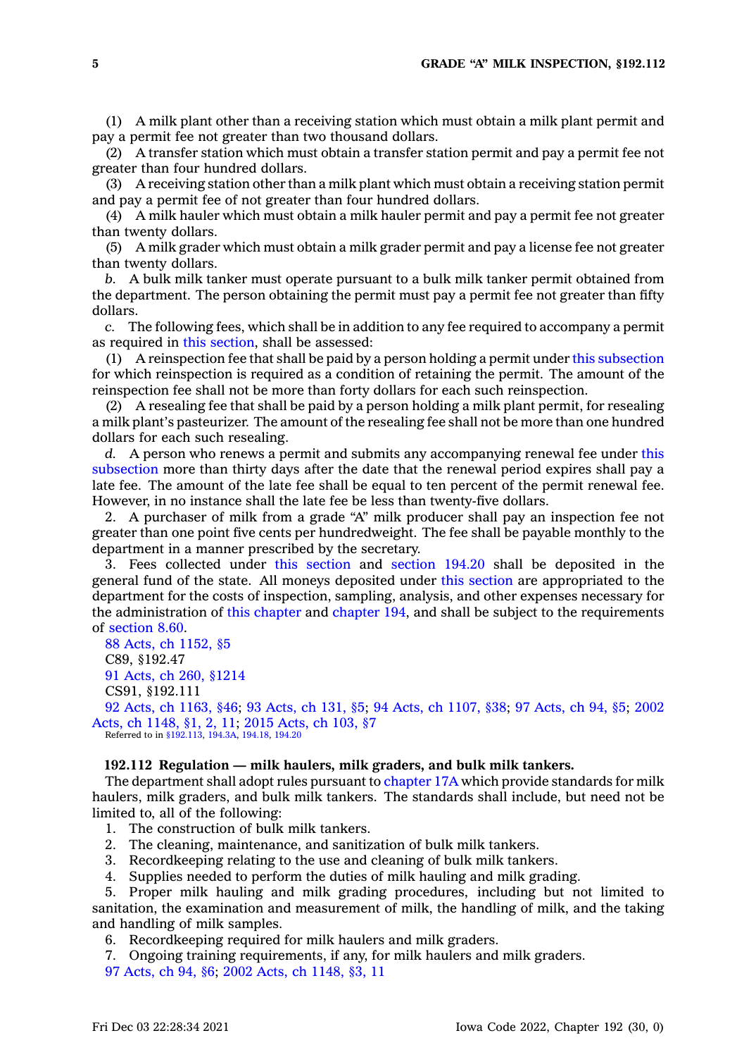(1) A milk plant other than a receiving station which must obtain a milk plant permit and pay a permit fee not greater than two thousand dollars.

(2) A transfer station which must obtain a transfer station permit and pay a permit fee not greater than four hundred dollars.

(3) A receiving station other than a milk plant which must obtain a receiving station permit and pay a permit fee of not greater than four hundred dollars.

(4) A milk hauler which must obtain a milk hauler permit and pay a permit fee not greater than twenty dollars.

(5) A milk grader which must obtain a milk grader permit and pay a license fee not greater than twenty dollars.

*b.* A bulk milk tanker must operate pursuant to a bulk milk tanker permit obtained from the department. The person obtaining the permit must pay a permit fee not greater than fifty dollars.

*c.* The following fees, which shall be in addition to any fee required to accompany a permit as required in this section, shall be assessed:

(1) A reinspection fee that shall be paid by a person holding a permit under this subsection for which reinspection is required as a condition of retaining the permit. The amount of the reinspection fee shall not be more than forty dollars for each such reinspection.

(2) A resealing fee that shall be paid by a person holding a milk plant permit, for resealing a milk plant's pasteurizer. The amount of the resealing fee shall not be more than one hundred dollars for each such resealing.

*d.* A person who renews a permit and submits any accompanying renewal fee under this subsection more than thirty days after the date that the renewal period expires shall pay a late fee. The amount of the late fee shall be equal to ten percent of the permit renewal fee. However, in no instance shall the late fee be less than twenty-five dollars.

2. A purchaser of milk from a grade "A" milk producer shall pay an inspection fee not greater than one point five cents per hundredweight. The fee shall be payable monthly to the department in a manner prescribed by the secretary.

3. Fees collected under this section and section 194.20 shall be deposited in the general fund of the state. All moneys deposited under this section are appropriated to the department for the costs of inspection, sampling, analysis, and other expenses necessary for the administration of this chapter and chapter 194, and shall be subject to the requirements of section 8.60.

88 Acts, ch 1152, §5
C89, §192.47
91 Acts, ch 260, §1214
CS91, §192.111
92 Acts, ch 1163, §46; 93 Acts, ch 131, §5; 94 Acts, ch 1107, §38; 97 Acts, ch 94, §5; 2002 Acts, ch 1148, §1, 2, 11; 2015 Acts, ch 103, §7
Referred to in §192.113, 194.3A, 194.18, 194.20

**192.112 Regulation — milk haulers, milk graders, and bulk milk tankers.**

The department shall adopt rules pursuant to chapter 17A which provide standards for milk haulers, milk graders, and bulk milk tankers. The standards shall include, but need not be limited to, all of the following:

1. The construction of bulk milk tankers.
2. The cleaning, maintenance, and sanitization of bulk milk tankers.
3. Recordkeeping relating to the use and cleaning of bulk milk tankers.
4. Supplies needed to perform the duties of milk hauling and milk grading.
5. Proper milk hauling and milk grading procedures, including but not limited to sanitation, the examination and measurement of milk, the handling of milk, and the taking and handling of milk samples.
6. Recordkeeping required for milk haulers and milk graders.
7. Ongoing training requirements, if any, for milk haulers and milk graders.

97 Acts, ch 94, §6; 2002 Acts, ch 1148, §3, 11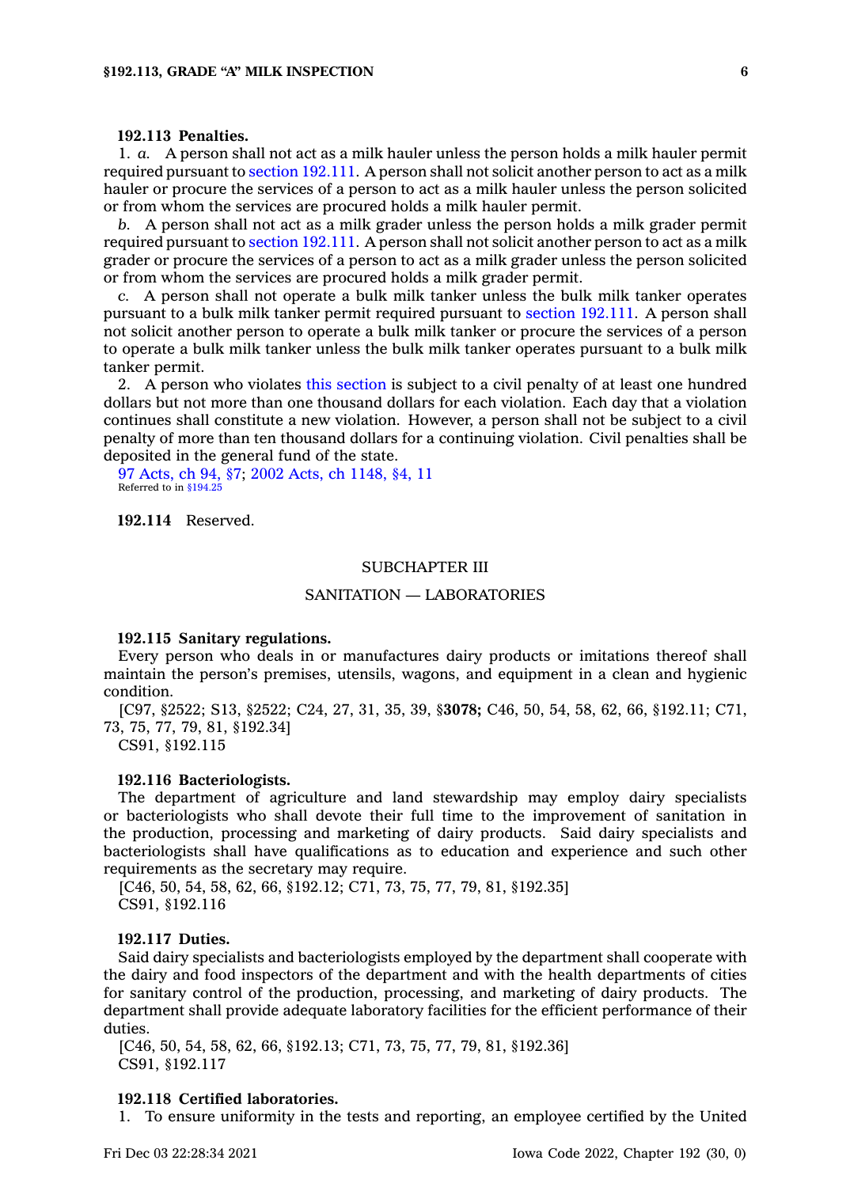**192.113 Penalties.**

1. *a.* A person shall not act as a milk hauler unless the person holds a milk hauler permit required pursuant to section 192.111. A person shall not solicit another person to act as a milk hauler or procure the services of a person to act as a milk hauler unless the person solicited or from whom the services are procured holds a milk hauler permit.

*b.* A person shall not act as a milk grader unless the person holds a milk grader permit required pursuant to section 192.111. A person shall not solicit another person to act as a milk grader or procure the services of a person to act as a milk grader unless the person solicited or from whom the services are procured holds a milk grader permit.

*c.* A person shall not operate a bulk milk tanker unless the bulk milk tanker operates pursuant to a bulk milk tanker permit required pursuant to section 192.111. A person shall not solicit another person to operate a bulk milk tanker or procure the services of a person to operate a bulk milk tanker unless the bulk milk tanker operates pursuant to a bulk milk tanker permit.

2. A person who violates this section is subject to a civil penalty of at least one hundred dollars but not more than one thousand dollars for each violation. Each day that a violation continues shall constitute a new violation. However, a person shall not be subject to a civil penalty of more than ten thousand dollars for a continuing violation. Civil penalties shall be deposited in the general fund of the state.

97 Acts, ch 94, §7; 2002 Acts, ch 1148, §4, 11
Referred to in §194.25

**192.114** Reserved.

SUBCHAPTER III

SANITATION — LABORATORIES

**192.115 Sanitary regulations.**

Every person who deals in or manufactures dairy products or imitations thereof shall maintain the person's premises, utensils, wagons, and equipment in a clean and hygienic condition.

[C97, §2522; S13, §2522; C24, 27, 31, 35, 39, §**3078;** C46, 50, 54, 58, 62, 66, §192.11; C71, 73, 75, 77, 79, 81, §192.34]

CS91, §192.115

**192.116 Bacteriologists.**

The department of agriculture and land stewardship may employ dairy specialists or bacteriologists who shall devote their full time to the improvement of sanitation in the production, processing and marketing of dairy products. Said dairy specialists and bacteriologists shall have qualifications as to education and experience and such other requirements as the secretary may require.

[C46, 50, 54, 58, 62, 66, §192.12; C71, 73, 75, 77, 79, 81, §192.35]

CS91, §192.116

**192.117 Duties.**

Said dairy specialists and bacteriologists employed by the department shall cooperate with the dairy and food inspectors of the department and with the health departments of cities for sanitary control of the production, processing, and marketing of dairy products. The department shall provide adequate laboratory facilities for the efficient performance of their duties.

[C46, 50, 54, 58, 62, 66, §192.13; C71, 73, 75, 77, 79, 81, §192.36]

CS91, §192.117

**192.118 Certified laboratories.**

1. To ensure uniformity in the tests and reporting, an employee certified by the United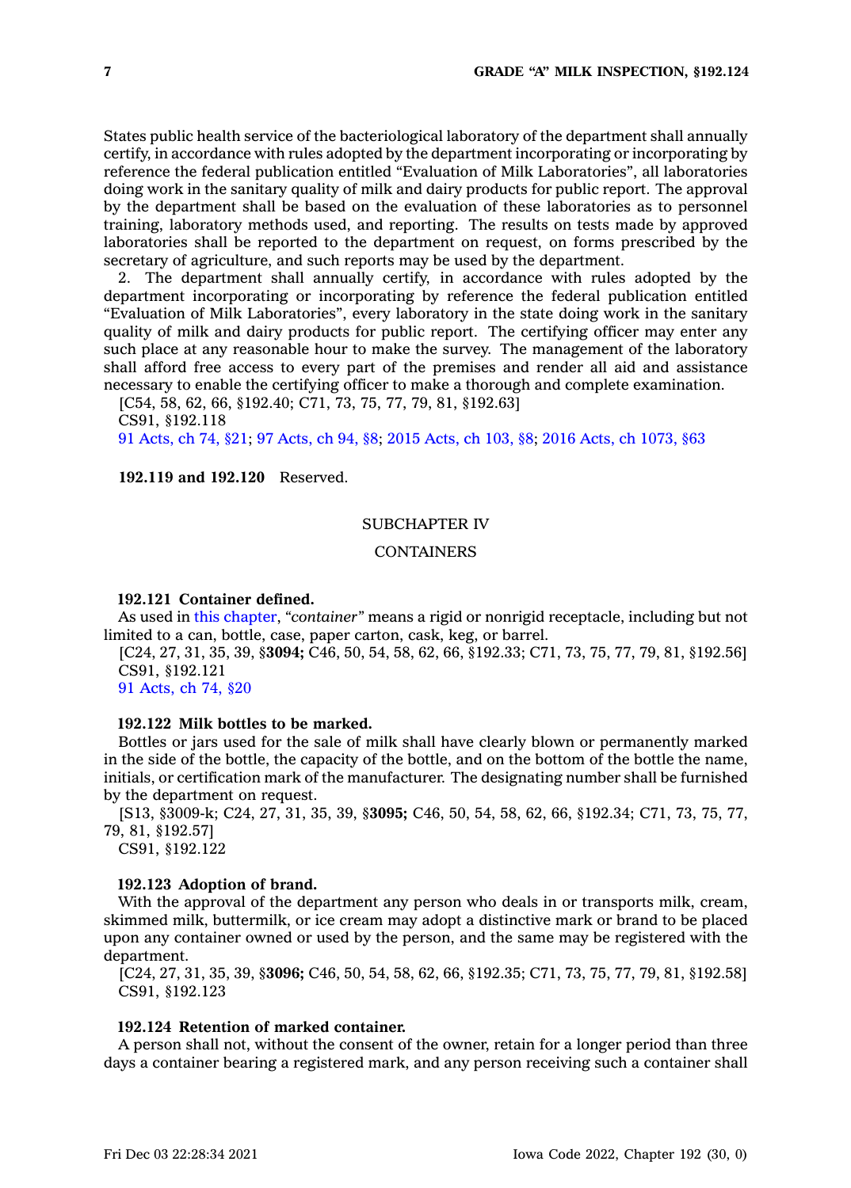States public health service of the bacteriological laboratory of the department shall annually certify, in accordance with rules adopted by the department incorporating or incorporating by reference the federal publication entitled "Evaluation of Milk Laboratories", all laboratories doing work in the sanitary quality of milk and dairy products for public report. The approval by the department shall be based on the evaluation of these laboratories as to personnel training, laboratory methods used, and reporting. The results on tests made by approved laboratories shall be reported to the department on request, on forms prescribed by the secretary of agriculture, and such reports may be used by the department.

2. The department shall annually certify, in accordance with rules adopted by the department incorporating or incorporating by reference the federal publication entitled "Evaluation of Milk Laboratories", every laboratory in the state doing work in the sanitary quality of milk and dairy products for public report. The certifying officer may enter any such place at any reasonable hour to make the survey. The management of the laboratory shall afford free access to every part of the premises and render all aid and assistance necessary to enable the certifying officer to make a thorough and complete examination.

[C54, 58, 62, 66, §192.40; C71, 73, 75, 77, 79, 81, §192.63]
CS91, §192.118
91 Acts, ch 74, §21; 97 Acts, ch 94, §8; 2015 Acts, ch 103, §8; 2016 Acts, ch 1073, §63

**192.119 and 192.120** Reserved.

## SUBCHAPTER IV

## CONTAINERS

**192.121 Container defined.**

As used in this chapter, *"container"* means a rigid or nonrigid receptacle, including but not limited to a can, bottle, case, paper carton, cask, keg, or barrel.

[C24, 27, 31, 35, 39, §**3094;** C46, 50, 54, 58, 62, 66, §192.33; C71, 73, 75, 77, 79, 81, §192.56]
CS91, §192.121
91 Acts, ch 74, §20

**192.122 Milk bottles to be marked.**

Bottles or jars used for the sale of milk shall have clearly blown or permanently marked in the side of the bottle, the capacity of the bottle, and on the bottom of the bottle the name, initials, or certification mark of the manufacturer. The designating number shall be furnished by the department on request.

[S13, §3009-k; C24, 27, 31, 35, 39, §**3095;** C46, 50, 54, 58, 62, 66, §192.34; C71, 73, 75, 77, 79, 81, §192.57]
CS91, §192.122

**192.123 Adoption of brand.**

With the approval of the department any person who deals in or transports milk, cream, skimmed milk, buttermilk, or ice cream may adopt a distinctive mark or brand to be placed upon any container owned or used by the person, and the same may be registered with the department.

[C24, 27, 31, 35, 39, §**3096;** C46, 50, 54, 58, 62, 66, §192.35; C71, 73, 75, 77, 79, 81, §192.58]
CS91, §192.123

**192.124 Retention of marked container.**

A person shall not, without the consent of the owner, retain for a longer period than three days a container bearing a registered mark, and any person receiving such a container shall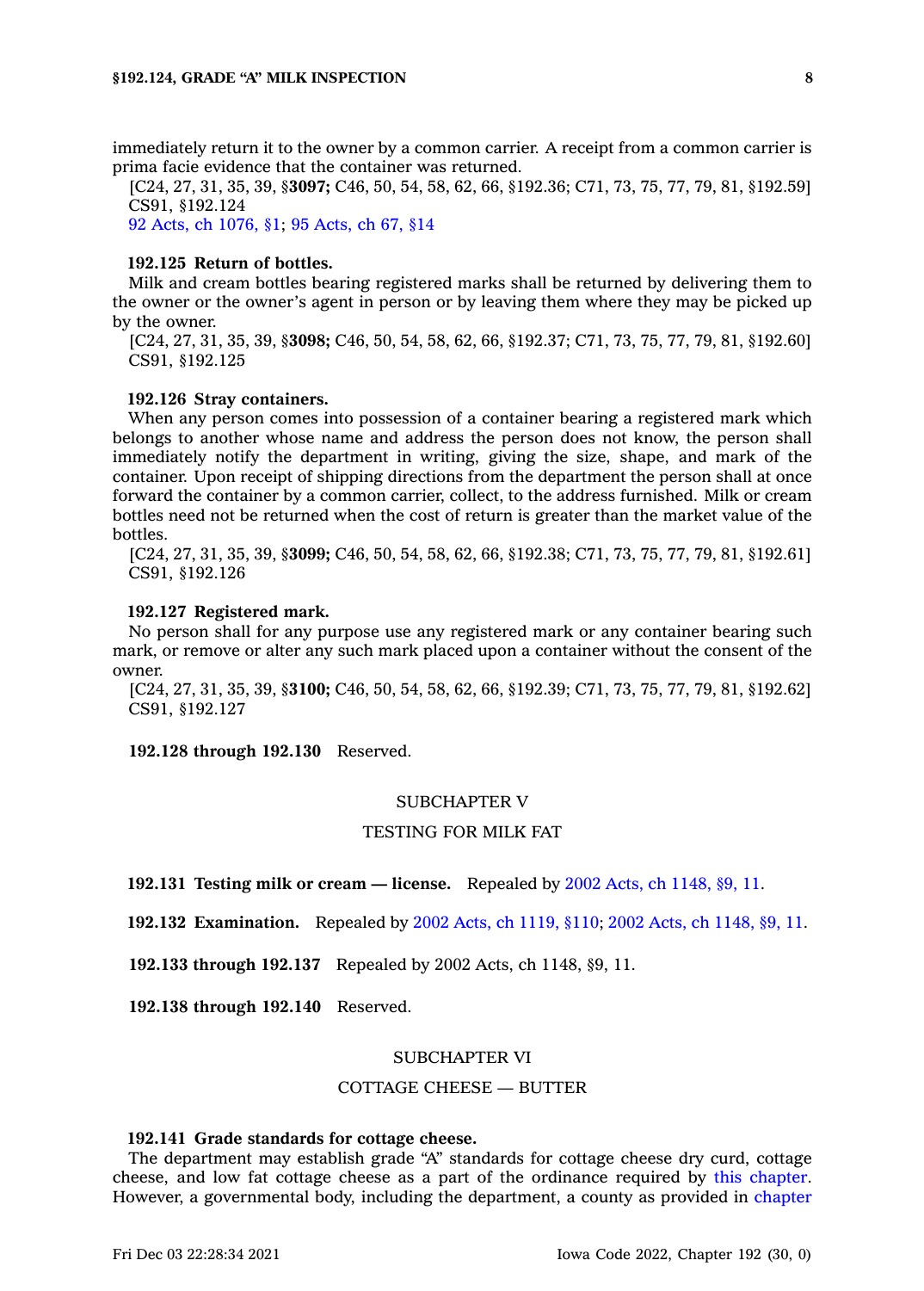immediately return it to the owner by a common carrier. A receipt from a common carrier is prima facie evidence that the container was returned.

[C24, 27, 31, 35, 39, §**3097;** C46, 50, 54, 58, 62, 66, §192.36; C71, 73, 75, 77, 79, 81, §192.59] CS91, §192.124

92 Acts, ch 1076, §1; 95 Acts, ch 67, §14

**192.125 Return of bottles.**

Milk and cream bottles bearing registered marks shall be returned by delivering them to the owner or the owner's agent in person or by leaving them where they may be picked up by the owner.

[C24, 27, 31, 35, 39, §**3098;** C46, 50, 54, 58, 62, 66, §192.37; C71, 73, 75, 77, 79, 81, §192.60] CS91, §192.125

**192.126 Stray containers.**

When any person comes into possession of a container bearing a registered mark which belongs to another whose name and address the person does not know, the person shall immediately notify the department in writing, giving the size, shape, and mark of the container. Upon receipt of shipping directions from the department the person shall at once forward the container by a common carrier, collect, to the address furnished. Milk or cream bottles need not be returned when the cost of return is greater than the market value of the bottles.

[C24, 27, 31, 35, 39, §**3099;** C46, 50, 54, 58, 62, 66, §192.38; C71, 73, 75, 77, 79, 81, §192.61] CS91, §192.126

**192.127 Registered mark.**

No person shall for any purpose use any registered mark or any container bearing such mark, or remove or alter any such mark placed upon a container without the consent of the owner.

[C24, 27, 31, 35, 39, §**3100;** C46, 50, 54, 58, 62, 66, §192.39; C71, 73, 75, 77, 79, 81, §192.62] CS91, §192.127

**192.128 through 192.130** Reserved.

## SUBCHAPTER V

## TESTING FOR MILK FAT

**192.131 Testing milk or cream — license.** Repealed by 2002 Acts, ch 1148, §9, 11.

**192.132 Examination.** Repealed by 2002 Acts, ch 1119, §110; 2002 Acts, ch 1148, §9, 11.

**192.133 through 192.137** Repealed by 2002 Acts, ch 1148, §9, 11.

**192.138 through 192.140** Reserved.

## SUBCHAPTER VI

## COTTAGE CHEESE — BUTTER

**192.141 Grade standards for cottage cheese.**

The department may establish grade "A" standards for cottage cheese dry curd, cottage cheese, and low fat cottage cheese as a part of the ordinance required by this chapter. However, a governmental body, including the department, a county as provided in chapter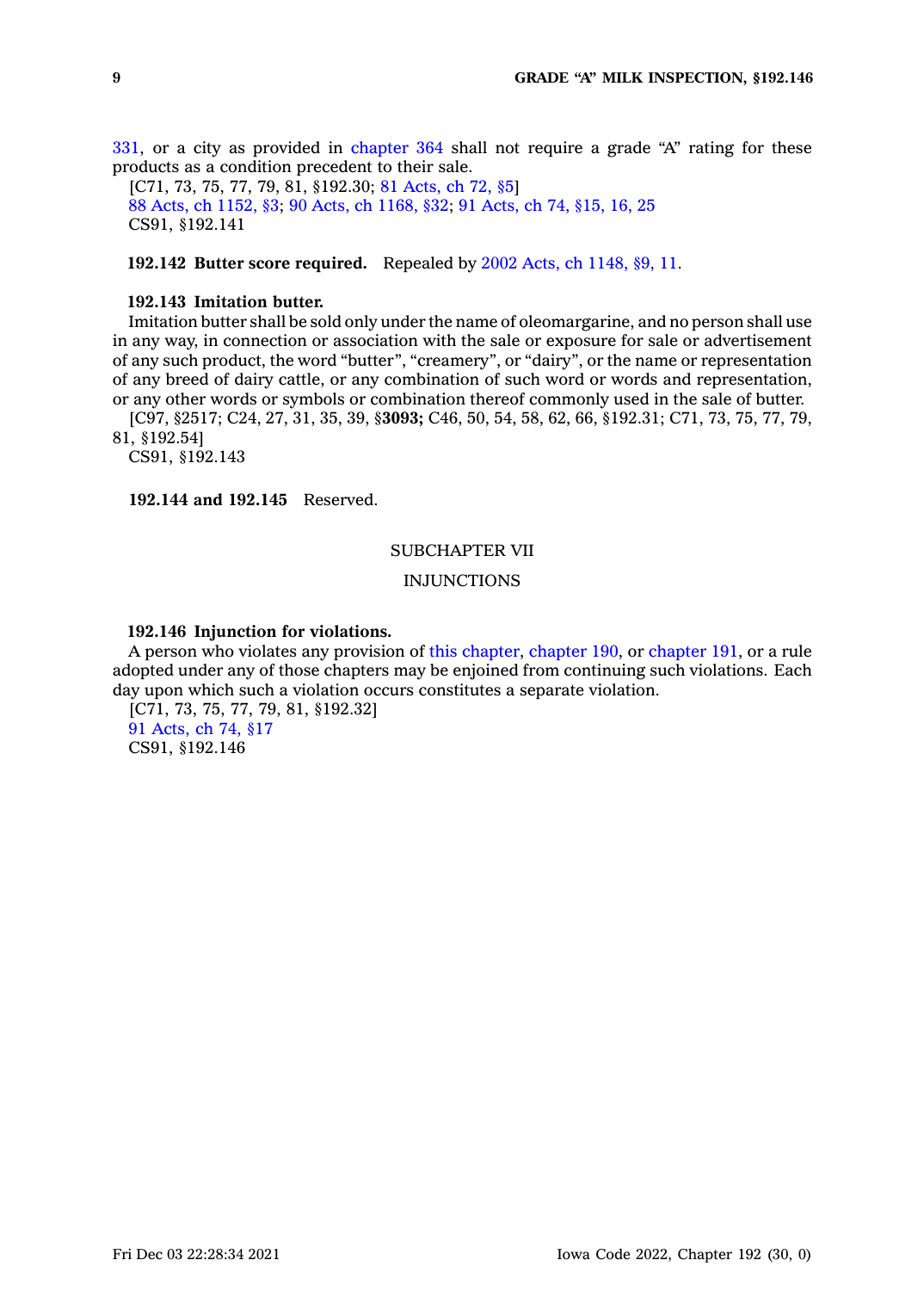331, or a city as provided in chapter 364 shall not require a grade "A" rating for these products as a condition precedent to their sale.

[C71, 73, 75, 77, 79, 81, §192.30; 81 Acts, ch 72, §5]
88 Acts, ch 1152, §3; 90 Acts, ch 1168, §32; 91 Acts, ch 74, §15, 16, 25
CS91, §192.141

**192.142 Butter score required.** Repealed by 2002 Acts, ch 1148, §9, 11.

**192.143 Imitation butter.**

Imitation butter shall be sold only under the name of oleomargarine, and no person shall use in any way, in connection or association with the sale or exposure for sale or advertisement of any such product, the word "butter", "creamery", or "dairy", or the name or representation of any breed of dairy cattle, or any combination of such word or words and representation, or any other words or symbols or combination thereof commonly used in the sale of butter.

[C97, §2517; C24, 27, 31, 35, 39, §**3093;** C46, 50, 54, 58, 62, 66, §192.31; C71, 73, 75, 77, 79, 81, §192.54]
CS91, §192.143

**192.144 and 192.145** Reserved.

## SUBCHAPTER VII

## INJUNCTIONS

**192.146 Injunction for violations.**

A person who violates any provision of this chapter, chapter 190, or chapter 191, or a rule adopted under any of those chapters may be enjoined from continuing such violations. Each day upon which such a violation occurs constitutes a separate violation.

[C71, 73, 75, 77, 79, 81, §192.32]
91 Acts, ch 74, §17
CS91, §192.146